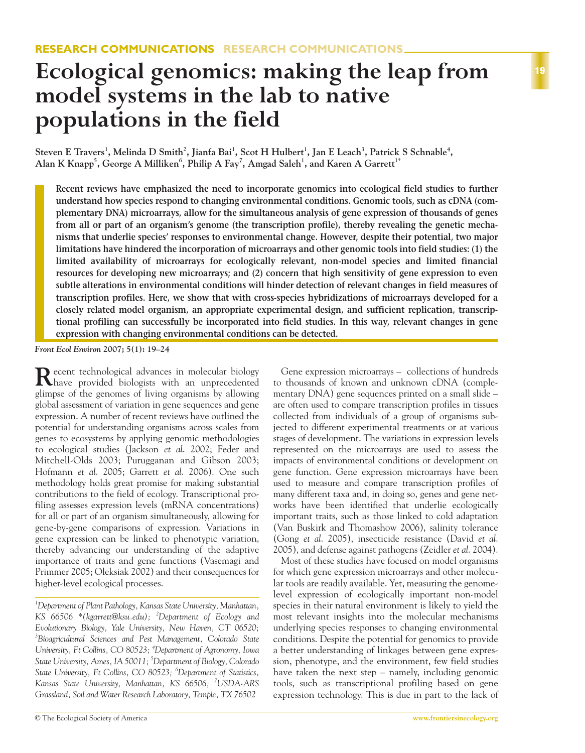RESEARCH COMMUNICATIONS RESEARCH COMMUNICATIONS

# Ecological genomics: making the leap from model systems in the lab to native populations in the field

**Steven E Travers[1], Melinda D Smith[2], Jianfa Bai[1], Scot H Hulbert[1], Jan E Leach[3], Patrick S Schnable[4], Alan K Knapp[5], George A Milliken[6], Philip A Fay[7], Amgad Saleh[1], and Karen A Garrett[1*]**

**Recent reviews have emphasized the need to incorporate genomics into ecological field studies to further understand how species respond to changing environmental conditions. Genomic tools, such as cDNA (complementary DNA) microarrays, allow for the simultaneous analysis of gene expression of thousands of genes from all or part of an organism's genome (the transcription profile), thereby revealing the genetic mechanisms that underlie species' responses to environmental change. However, despite their potential, two major limitations have hindered the incorporation of microarrays and other genomic tools into field studies: (1) the limited availability of microarrays for ecologically relevant, non-model species and limited financial resources for developing new microarrays; and (2) concern that high sensitivity of gene expression to even subtle alterations in environmental conditions will hinder detection of relevant changes in field measures of transcription profiles. Here, we show that with cross-species hybridizations of microarrays developed for a closely related model organism, an appropriate experimental design, and sufficient replication, transcriptional profiling can successfully be incorporated into field studies. In this way, relevant changes in gene expression with changing environmental conditions can be detected.**

*Front Ecol Environ* **2007; 5(1): 19–24**

Recent technological advances in molecular biology have provided biologists with an unprecedented glimpse of the genomes of living organisms by allowing global assessment of variation in gene sequences and gene expression. A number of recent reviews have outlined the potential for understanding organisms across scales from genes to ecosystems by applying genomic methodologies to ecological studies (Jackson *et al.* 2002; Feder and Mitchell-Olds 2003; Purugganan and Gibson 2003; Hofmann *et al.* 2005; Garrett *et al.* 2006). One such methodology holds great promise for making substantial contributions to the field of ecology. Transcriptional profiling assesses expression levels (mRNA concentrations) for all or part of an organism simultaneously, allowing for gene-by-gene comparisons of expression. Variations in gene expression can be linked to phenotypic variation, thereby advancing our understanding of the adaptive importance of traits and gene functions (Vasemagi and Primmer 2005; Oleksiak 2002) and their consequences for higher-level ecological processes.

[1]*Department of Plant Pathology, Kansas State University, Manhattan, KS 66506 \*(kgarrett@ksu.edu);* [2]*Department of Ecology and Evolutionary Biology, Yale University, New Haven, CT 06520;* [3]*Bioagricultural Sciences and Pest Management, Colorado State University, Ft Collins, CO 80523;* [4]*Department of Agronomy, Iowa State University, Ames, IA 50011;* [5]*Department of Biology, Colorado State University, Ft Collins, CO 80523;* [6]*Department of Statistics, Kansas State University, Manhattan, KS 66506;* [7]*USDA-ARS Grassland, Soil and Water Research Laboratory, Temple, TX 76502*

Gene expression microarrays – collections of hundreds to thousands of known and unknown cDNA (complementary DNA) gene sequences printed on a small slide – are often used to compare transcription profiles in tissues collected from individuals of a group of organisms subjected to different experimental treatments or at various stages of development. The variations in expression levels represented on the microarrays are used to assess the impacts of environmental conditions or development on gene function. Gene expression microarrays have been used to measure and compare transcription profiles of many different taxa and, in doing so, genes and gene networks have been identified that underlie ecologically important traits, such as those linked to cold adaptation (Van Buskirk and Thomashow 2006), salinity tolerance (Gong *et al.* 2005), insecticide resistance (David *et al.* 2005), and defense against pathogens (Zeidler *et al.* 2004).

Most of these studies have focused on model organisms for which gene expression microarrays and other molecular tools are readily available. Yet, measuring the genome-level expression of ecologically important non-model species in their natural environment is likely to yield the most relevant insights into the molecular mechanisms underlying species responses to changing environmental conditions. Despite the potential for genomics to provide a better understanding of linkages between gene expression, phenotype, and the environment, few field studies have taken the next step – namely, including genomic tools, such as transcriptional profiling based on gene expression technology. This is due in part to the lack of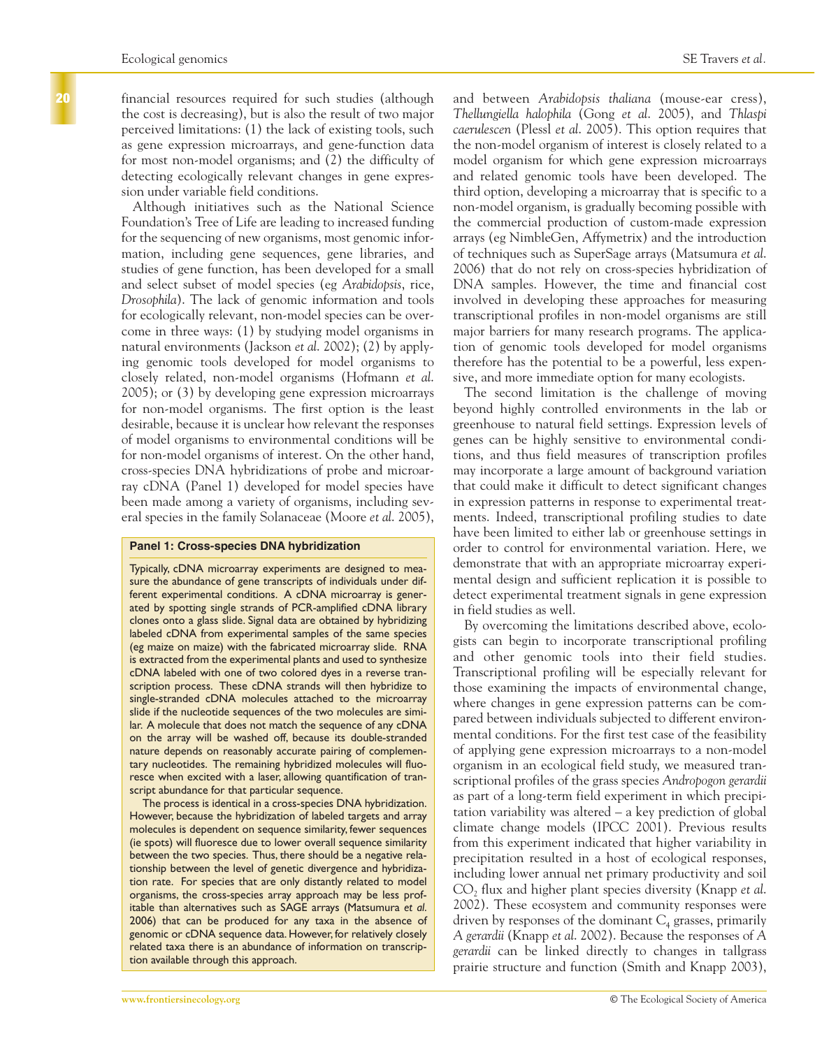financial resources required for such studies (although the cost is decreasing), but is also the result of two major perceived limitations: (1) the lack of existing tools, such as gene expression microarrays, and gene-function data for most non-model organisms; and (2) the difficulty of detecting ecologically relevant changes in gene expression under variable field conditions.

Although initiatives such as the National Science Foundation's Tree of Life are leading to increased funding for the sequencing of new organisms, most genomic information, including gene sequences, gene libraries, and studies of gene function, has been developed for a small and select subset of model species (eg *Arabidopsis*, rice, *Drosophila*). The lack of genomic information and tools for ecologically relevant, non-model species can be overcome in three ways: (1) by studying model organisms in natural environments (Jackson *et al*. 2002); (2) by applying genomic tools developed for model organisms to closely related, non-model organisms (Hofmann *et al*. 2005); or (3) by developing gene expression microarrays for non-model organisms. The first option is the least desirable, because it is unclear how relevant the responses of model organisms to environmental conditions will be for non-model organisms of interest. On the other hand, cross-species DNA hybridizations of probe and microarray cDNA (Panel 1) developed for model species have been made among a variety of organisms, including several species in the family Solanaceae (Moore *et al*. 2005), and between *Arabidopsis thaliana* (mouse-ear cress), *Thellungiella halophila* (Gong *et al*. 2005), and *Thlaspi caerulescen* (Plessl *et al*. 2005). This option requires that the non-model organism of interest is closely related to a model organism for which gene expression microarrays and related genomic tools have been developed. The third option, developing a microarray that is specific to a non-model organism, is gradually becoming possible with the commercial production of custom-made expression arrays (eg NimbleGen, Affymetrix) and the introduction of techniques such as SuperSage arrays (Matsumura *et al*. 2006) that do not rely on cross-species hybridization of DNA samples. However, the time and financial cost involved in developing these approaches for measuring transcriptional profiles in non-model organisms are still major barriers for many research programs. The application of genomic tools developed for model organisms therefore has the potential to be a powerful, less expensive, and more immediate option for many ecologists.

**Panel 1: Cross-species DNA hybridization**

Typically, cDNA microarray experiments are designed to measure the abundance of gene transcripts of individuals under different experimental conditions. A cDNA microarray is generated by spotting single strands of PCR-amplified cDNA library clones onto a glass slide. Signal data are obtained by hybridizing labeled cDNA from experimental samples of the same species (eg maize on maize) with the fabricated microarray slide. RNA is extracted from the experimental plants and used to synthesize cDNA labeled with one of two colored dyes in a reverse transcription process. These cDNA strands will then hybridize to single-stranded cDNA molecules attached to the microarray slide if the nucleotide sequences of the two molecules are similar. A molecule that does not match the sequence of any cDNA on the array will be washed off, because its double-stranded nature depends on reasonably accurate pairing of complementary nucleotides. The remaining hybridized molecules will fluoresce when excited with a laser, allowing quantification of transcript abundance for that particular sequence.

The process is identical in a cross-species DNA hybridization. However, because the hybridization of labeled targets and array molecules is dependent on sequence similarity, fewer sequences (ie spots) will fluoresce due to lower overall sequence similarity between the two species. Thus, there should be a negative relationship between the level of genetic divergence and hybridization rate. For species that are only distantly related to model organisms, the cross-species array approach may be less profitable than alternatives such as SAGE arrays (Matsumura *et al*. 2006) that can be produced for any taxa in the absence of genomic or cDNA sequence data. However, for relatively closely related taxa there is an abundance of information on transcription available through this approach.

The second limitation is the challenge of moving beyond highly controlled environments in the lab or greenhouse to natural field settings. Expression levels of genes can be highly sensitive to environmental conditions, and thus field measures of transcription profiles may incorporate a large amount of background variation that could make it difficult to detect significant changes in expression patterns in response to experimental treatments. Indeed, transcriptional profiling studies to date have been limited to either lab or greenhouse settings in order to control for environmental variation. Here, we demonstrate that with an appropriate microarray experimental design and sufficient replication it is possible to detect experimental treatment signals in gene expression in field studies as well.

By overcoming the limitations described above, ecologists can begin to incorporate transcriptional profiling and other genomic tools into their field studies. Transcriptional profiling will be especially relevant for those examining the impacts of environmental change, where changes in gene expression patterns can be compared between individuals subjected to different environmental conditions. For the first test case of the feasibility of applying gene expression microarrays to a non-model organism in an ecological field study, we measured transcriptional profiles of the grass species *Andropogon gerardii* as part of a long-term field experiment in which precipitation variability was altered – a key prediction of global climate change models (IPCC 2001). Previous results from this experiment indicated that higher variability in precipitation resulted in a host of ecological responses, including lower annual net primary productivity and soil $CO_2$ flux and higher plant species diversity (Knapp *et al*. 2002). These ecosystem and community responses were driven by responses of the dominant $C_4$ grasses, primarily *A gerardii* (Knapp *et al*. 2002). Because the responses of *A gerardii* can be linked directly to changes in tallgrass prairie structure and function (Smith and Knapp 2003),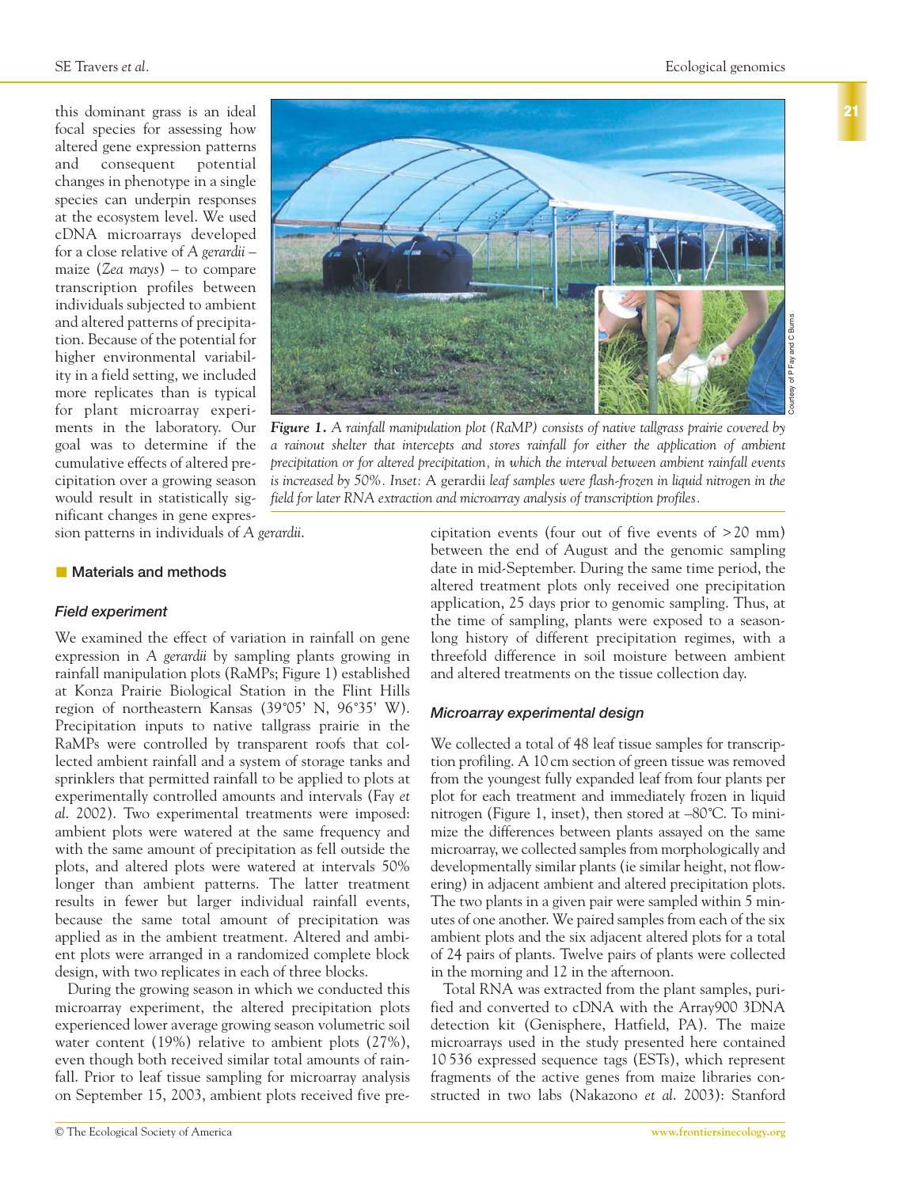this dominant grass is an ideal focal species for assessing how altered gene expression patterns and consequent potential changes in phenotype in a single species can underpin responses at the ecosystem level. We used cDNA microarrays developed for a close relative of *A gerardii* – maize (*Zea mays*) – to compare transcription profiles between individuals subjected to ambient and altered patterns of precipitation. Because of the potential for higher environmental variability in a field setting, we included more replicates than is typical for plant microarray experiments in the laboratory. Our goal was to determine if the cumulative effects of altered precipitation over a growing season would result in statistically significant changes in gene expression patterns in individuals of *A gerardii*.

***Figure 1.*** *A rainfall manipulation plot (RaMP) consists of native tallgrass prairie covered by a rainout shelter that intercepts and stores rainfall for either the application of ambient precipitation or for altered precipitation, in which the interval between ambient rainfall events is increased by 50%. Inset:* A gerardii *leaf samples were flash-frozen in liquid nitrogen in the field for later RNA extraction and microarray analysis of transcription profiles.*

## Materials and methods

### Field experiment

We examined the effect of variation in rainfall on gene expression in *A gerardii* by sampling plants growing in rainfall manipulation plots (RaMPs; Figure 1) established at Konza Prairie Biological Station in the Flint Hills region of northeastern Kansas (39˚05' N, 96˚35' W). Precipitation inputs to native tallgrass prairie in the RaMPs were controlled by transparent roofs that collected ambient rainfall and a system of storage tanks and sprinklers that permitted rainfall to be applied to plots at experimentally controlled amounts and intervals (Fay *et al.* 2002). Two experimental treatments were imposed: ambient plots were watered at the same frequency and with the same amount of precipitation as fell outside the plots, and altered plots were watered at intervals 50% longer than ambient patterns. The latter treatment results in fewer but larger individual rainfall events, because the same total amount of precipitation was applied as in the ambient treatment. Altered and ambient plots were arranged in a randomized complete block design, with two replicates in each of three blocks.

During the growing season in which we conducted this microarray experiment, the altered precipitation plots experienced lower average growing season volumetric soil water content (19%) relative to ambient plots (27%), even though both received similar total amounts of rainfall. Prior to leaf tissue sampling for microarray analysis on September 15, 2003, ambient plots received five precipitation events (four out of five events of >20 mm) between the end of August and the genomic sampling date in mid-September. During the same time period, the altered treatment plots only received one precipitation application, 25 days prior to genomic sampling. Thus, at the time of sampling, plants were exposed to a season-long history of different precipitation regimes, with a threefold difference in soil moisture between ambient and altered treatments on the tissue collection day.

### Microarray experimental design

We collected a total of 48 leaf tissue samples for transcription profiling. A 10 cm section of green tissue was removed from the youngest fully expanded leaf from four plants per plot for each treatment and immediately frozen in liquid nitrogen (Figure 1, inset), then stored at –80˚C. To minimize the differences between plants assayed on the same microarray, we collected samples from morphologically and developmentally similar plants (ie similar height, not flowering) in adjacent ambient and altered precipitation plots. The two plants in a given pair were sampled within 5 minutes of one another. We paired samples from each of the six ambient plots and the six adjacent altered plots for a total of 24 pairs of plants. Twelve pairs of plants were collected in the morning and 12 in the afternoon.

Total RNA was extracted from the plant samples, purified and converted to cDNA with the Array900 3DNA detection kit (Genisphere, Hatfield, PA). The maize microarrays used in the study presented here contained 10 536 expressed sequence tags (ESTs), which represent fragments of the active genes from maize libraries constructed in two labs (Nakazono *et al.* 2003): Stanford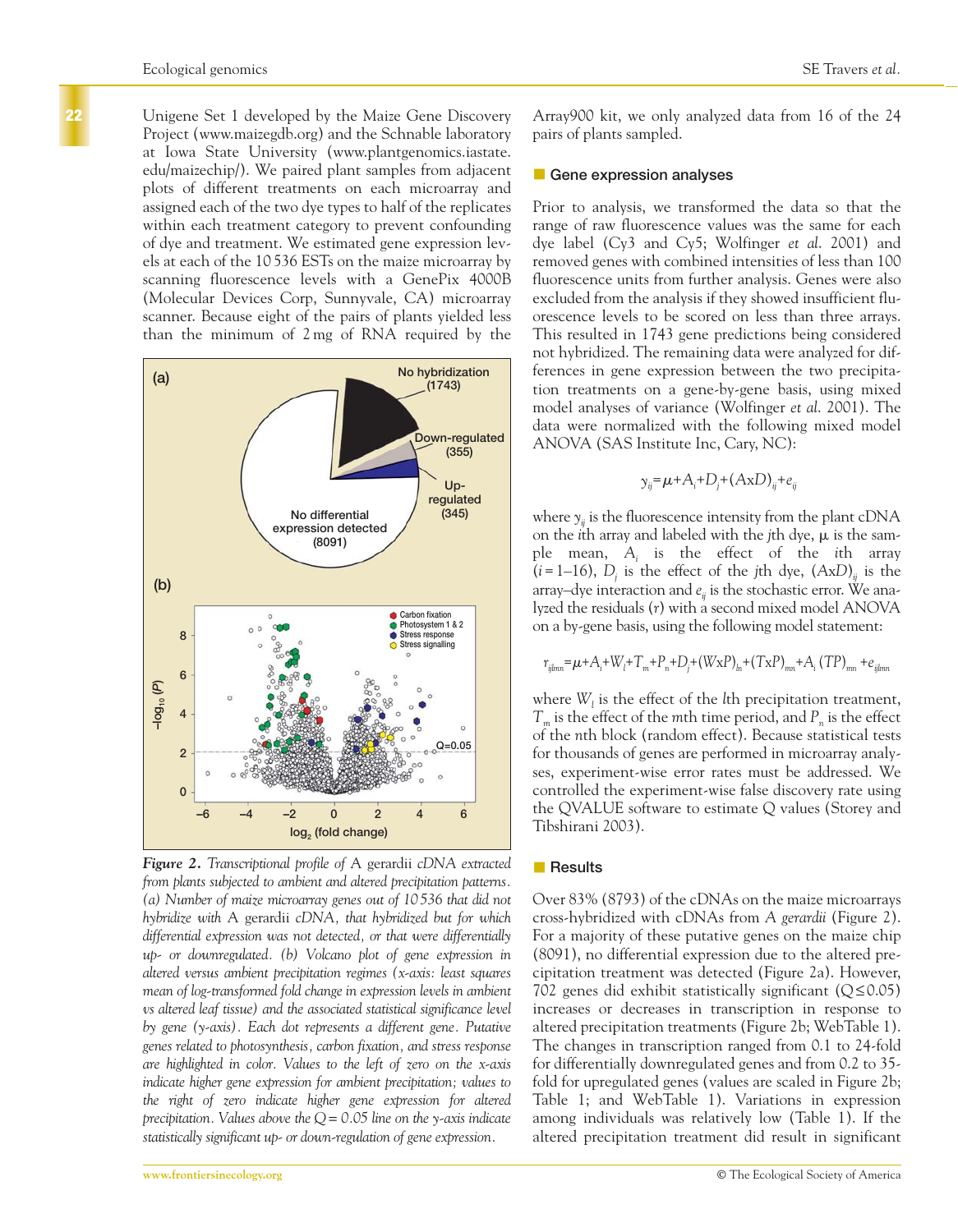Unigene Set 1 developed by the Maize Gene Discovery Project (www.maizegdb.org) and the Schnable laboratory at Iowa State University (www.plantgenomics.iastate.edu/maizechip/). We paired plant samples from adjacent plots of different treatments on each microarray and assigned each of the two dye types to half of the replicates within each treatment category to prevent confounding of dye and treatment. We estimated gene expression levels at each of the 10 536 ESTs on the maize microarray by scanning fluorescence levels with a GenePix 4000B (Molecular Devices Corp, Sunnyvale, CA) microarray scanner. Because eight of the pairs of plants yielded less than the minimum of 2 mg of RNA required by the Array900 kit, we only analyzed data from 16 of the 24 pairs of plants sampled.

*Figure 2. Transcriptional profile of* A gerardii *cDNA extracted from plants subjected to ambient and altered precipitation patterns. (a) Number of maize microarray genes out of 10 536 that did not hybridize with* A gerardii *cDNA, that hybridized but for which differential expression was not detected, or that were differentially up- or downregulated. (b) Volcano plot of gene expression in altered versus ambient precipitation regimes (x-axis: least squares mean of log-transformed fold change in expression levels in ambient vs altered leaf tissue) and the associated statistical significance level by gene (y-axis). Each dot represents a different gene. Putative genes related to photosynthesis, carbon fixation, and stress response are highlighted in color. Values to the left of zero on the x-axis indicate higher gene expression for ambient precipitation; values to the right of zero indicate higher gene expression for altered precipitation. Values above the Q = 0.05 line on the y-axis indicate statistically significant up- or down-regulation of gene expression.*

## Gene expression analyses

Prior to analysis, we transformed the data so that the range of raw fluorescence values was the same for each dye label (Cy3 and Cy5; Wolfinger *et al.* 2001) and removed genes with combined intensities of less than 100 fluorescence units from further analysis. Genes were also excluded from the analysis if they showed insufficient fluorescence levels to be scored on less than three arrays. This resulted in 1743 gene predictions being considered not hybridized. The remaining data were analyzed for differences in gene expression between the two precipitation treatments on a gene-by-gene basis, using mixed model analyses of variance (Wolfinger *et al.* 2001). The data were normalized with the following mixed model ANOVA (SAS Institute Inc, Cary, NC):

$$y_{ij} = \mu + A_i + D_j + (AxD)_{ij} + e_{ij}$$

where $y_{ij}$ is the fluorescence intensity from the plant cDNA on the $i$th array and labeled with the $j$th dye, $\mu$ is the sample mean, $A_i$ is the effect of the $i$th array ($i = 1$–$16$), $D_j$ is the effect of the $j$th dye, $(AxD)_{ij}$ is the array–dye interaction and $e_{ij}$ is the stochastic error. We analyzed the residuals ($r$) with a second mixed model ANOVA on a by-gene basis, using the following model statement:

$$r_{ijlmn} = \mu + A_i + W_l + T_m + P_n + D_j + (WxP)_{ln} + (TxP)_{mn} + A_i\,(TP)_{mn} + e_{ijlmn}$$

where $W_l$ is the effect of the $l$th precipitation treatment, $T_m$ is the effect of the $m$th time period, and $P_n$ is the effect of the $n$th block (random effect). Because statistical tests for thousands of genes are performed in microarray analyses, experiment-wise error rates must be addressed. We controlled the experiment-wise false discovery rate using the QVALUE software to estimate Q values (Storey and Tibshirani 2003).

## Results

Over 83% (8793) of the cDNAs on the maize microarrays cross-hybridized with cDNAs from *A gerardii* (Figure 2). For a majority of these putative genes on the maize chip (8091), no differential expression due to the altered precipitation treatment was detected (Figure 2a). However, 702 genes did exhibit statistically significant ($Q \leq 0.05$) increases or decreases in transcription in response to altered precipitation treatments (Figure 2b; WebTable 1). The changes in transcription ranged from 0.1 to 24-fold for differentially downregulated genes and from 0.2 to 35-fold for upregulated genes (values are scaled in Figure 2b; Table 1; and WebTable 1). Variations in expression among individuals was relatively low (Table 1). If the altered precipitation treatment did result in significant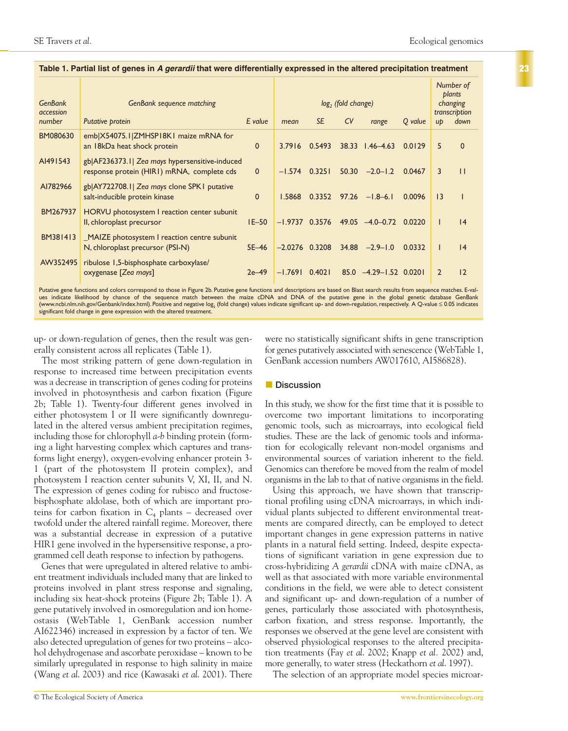**Table 1. Partial list of genes in *A gerardii* that were differentially expressed in the altered precipitation treatment**

| GenBank accession number | GenBank sequence matching | | log$_2$ (fold change) | | | | | Number of plants changing transcription | |
|---|---|---|---|---|---|---|---|---|---|
| | Putative protein | E value | mean | SE | CV | range | Q value | up | down |
| BM080630 | emb\|X54075.1\|ZMHSP18K1 maize mRNA for an 18kDa heat shock protein | 0 | 3.7916 | 0.5493 | 38.33 | 1.46–4.63 | 0.0129 | 5 | 0 |
| AI491543 | gb\|AF236373.1\| *Zea mays* hypersensitive-induced response protein (HIR1) mRNA, complete cds | 0 | –1.574 | 0.3251 | 50.30 | –2.0–1.2 | 0.0467 | 3 | 11 |
| AI782966 | gb\|AY722708.1\| *Zea mays* clone SPK1 putative salt-inducible protein kinase | 0 | 1.5868 | 0.3352 | 97.26 | –1.8–6.1 | 0.0096 | 13 | 1 |
| BM267937 | HORVU photosystem I reaction center subunit II, chloroplast precursor | 1E–50 | –1.9737 | 0.3576 | 49.05 | –4.0–0.72 | 0.0220 | 1 | 14 |
| BM381413 | _MAIZE photosystem I reaction centre subunit N, chloroplast precursor (PSI-N) | 5E–46 | –2.0276 | 0.3208 | 34.88 | –2.9–1.0 | 0.0332 | 1 | 14 |
| AW352495 | ribulose 1,5-bisphosphate carboxylase/ oxygenase [*Zea mays*] | 2e–49 | –1.7691 | 0.4021 | 85.0 | –4.29–1.52 | 0.0201 | 2 | 12 |

Putative gene functions and colors correspond to those in Figure 2b. Putative gene functions and descriptions are based on Blast search results from sequence matches. E-values indicate likelihood by chance of the sequence match between the maize cDNA and DNA of the putative gene in the global genetic database GenBank (www.ncbi.nlm.nih.gov/Genbank/index.html). Positive and negative log$_2$ (fold change) values indicate significant up- and down-regulation, respectively. A Q-value ≤ 0.05 indicates significant fold change in gene expression with the altered treatment.

up- or down-regulation of genes, then the result was generally consistent across all replicates (Table 1).

The most striking pattern of gene down-regulation in response to increased time between precipitation events was a decrease in transcription of genes coding for proteins involved in photosynthesis and carbon fixation (Figure 2b; Table 1). Twenty-four different genes involved in either photosystem I or II were significantly downregulated in the altered versus ambient precipitation regimes, including those for chlorophyll *a-b* binding protein (forming a light harvesting complex which captures and transforms light energy), oxygen-evolving enhancer protein 3-1 (part of the photosystem II protein complex), and photosystem I reaction center subunits V, XI, II, and N. The expression of genes coding for rubisco and fructose-bisphosphate aldolase, both of which are important proteins for carbon fixation in $C_4$ plants – decreased over twofold under the altered rainfall regime. Moreover, there was a substantial decrease in expression of a putative HIR1 gene involved in the hypersensitive response, a programmed cell death response to infection by pathogens.

Genes that were upregulated in altered relative to ambient treatment individuals included many that are linked to proteins involved in plant stress response and signaling, including six heat-shock proteins (Figure 2b; Table 1). A gene putatively involved in osmoregulation and ion homeostasis (WebTable 1, GenBank accession number AI622346) increased in expression by a factor of ten. We also detected upregulation of genes for two proteins – alcohol dehydrogenase and ascorbate peroxidase – known to be similarly upregulated in response to high salinity in maize (Wang *et al.* 2003) and rice (Kawasaki *et al.* 2001). There were no statistically significant shifts in gene transcription for genes putatively associated with senescence (WebTable 1, GenBank accession numbers AW017610, AI586828).

## Discussion

In this study, we show for the first time that it is possible to overcome two important limitations to incorporating genomic tools, such as microarrays, into ecological field studies. These are the lack of genomic tools and information for ecologically relevant non-model organisms and environmental sources of variation inherent to the field. Genomics can therefore be moved from the realm of model organisms in the lab to that of native organisms in the field.

Using this approach, we have shown that transcriptional profiling using cDNA microarrays, in which individual plants subjected to different environmental treatments are compared directly, can be employed to detect important changes in gene expression patterns in native plants in a natural field setting. Indeed, despite expectations of significant variation in gene expression due to cross-hybridizing *A gerardii* cDNA with maize cDNA, as well as that associated with more variable environmental conditions in the field, we were able to detect consistent and significant up- and down-regulation of a number of genes, particularly those associated with photosynthesis, carbon fixation, and stress response. Importantly, the responses we observed at the gene level are consistent with observed physiological responses to the altered precipitation treatments (Fay *et al.* 2002; Knapp *et al.* 2002) and, more generally, to water stress (Heckathorn *et al.* 1997).

The selection of an appropriate model species microar-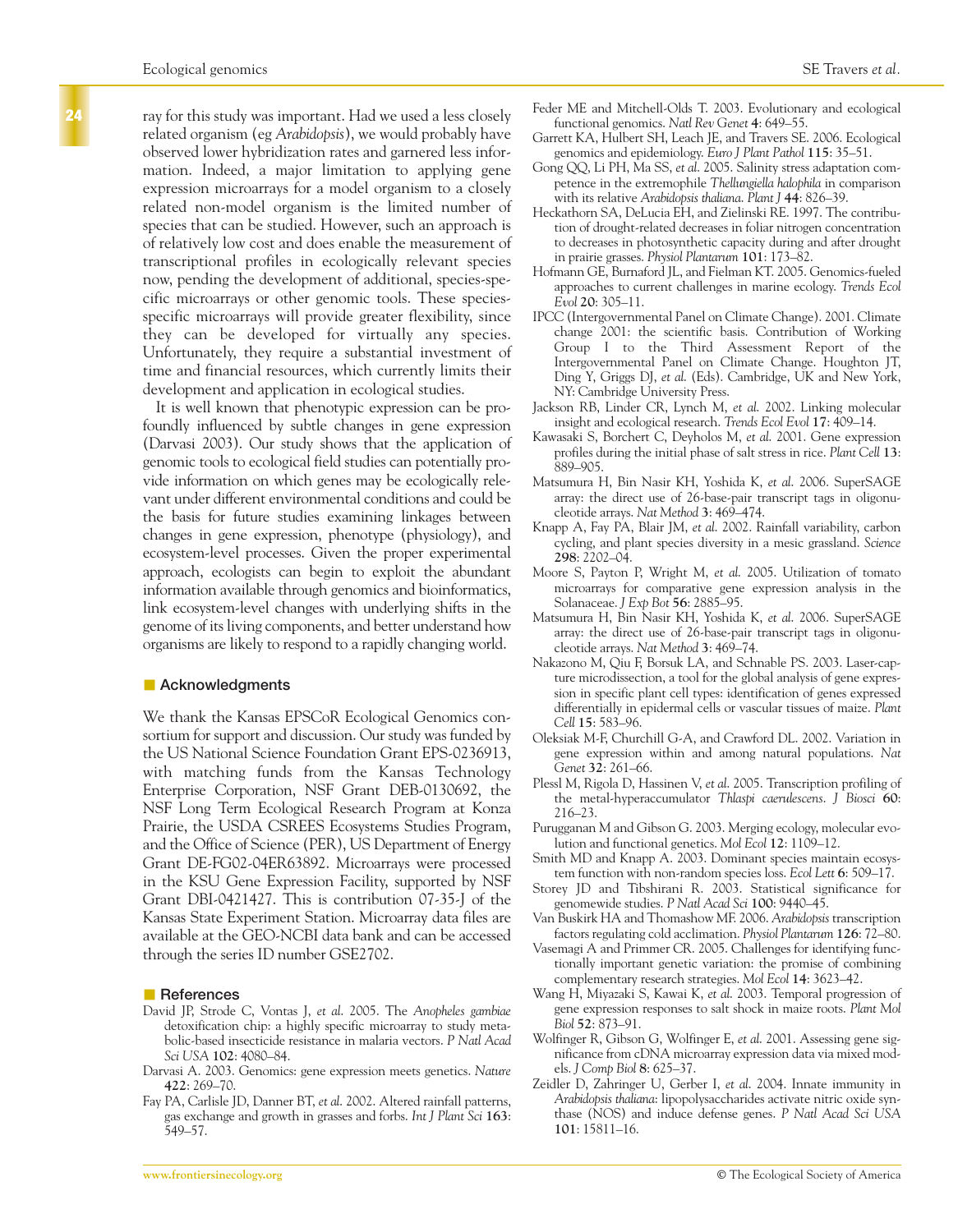ray for this study was important. Had we used a less closely related organism (eg *Arabidopsis*), we would probably have observed lower hybridization rates and garnered less information. Indeed, a major limitation to applying gene expression microarrays for a model organism to a closely related non-model organism is the limited number of species that can be studied. However, such an approach is of relatively low cost and does enable the measurement of transcriptional profiles in ecologically relevant species now, pending the development of additional, species-specific microarrays or other genomic tools. These species-specific microarrays will provide greater flexibility, since they can be developed for virtually any species. Unfortunately, they require a substantial investment of time and financial resources, which currently limits their development and application in ecological studies.

It is well known that phenotypic expression can be profoundly influenced by subtle changes in gene expression (Darvasi 2003). Our study shows that the application of genomic tools to ecological field studies can potentially provide information on which genes may be ecologically relevant under different environmental conditions and could be the basis for future studies examining linkages between changes in gene expression, phenotype (physiology), and ecosystem-level processes. Given the proper experimental approach, ecologists can begin to exploit the abundant information available through genomics and bioinformatics, link ecosystem-level changes with underlying shifts in the genome of its living components, and better understand how organisms are likely to respond to a rapidly changing world.

## Acknowledgments

We thank the Kansas EPSCoR Ecological Genomics consortium for support and discussion. Our study was funded by the US National Science Foundation Grant EPS-0236913, with matching funds from the Kansas Technology Enterprise Corporation, NSF Grant DEB-0130692, the NSF Long Term Ecological Research Program at Konza Prairie, the USDA CSREES Ecosystems Studies Program, and the Office of Science (PER), US Department of Energy Grant DE-FG02-04ER63892. Microarrays were processed in the KSU Gene Expression Facility, supported by NSF Grant DBI-0421427. This is contribution 07-35-J of the Kansas State Experiment Station. Microarray data files are available at the GEO-NCBI data bank and can be accessed through the series ID number GSE2702.

## References

David JP, Strode C, Vontas J, *et al.* 2005. The *Anopheles gambiae* detoxification chip: a highly specific microarray to study metabolic-based insecticide resistance in malaria vectors. *P Natl Acad Sci USA* **102**: 4080–84.

Darvasi A. 2003. Genomics: gene expression meets genetics. *Nature* **422**: 269–70.

Fay PA, Carlisle JD, Danner BT, *et al.* 2002. Altered rainfall patterns, gas exchange and growth in grasses and forbs. *Int J Plant Sci* **163**: 549–57.

Feder ME and Mitchell-Olds T. 2003. Evolutionary and ecological functional genomics. *Natl Rev Genet* **4**: 649–55.

Garrett KA, Hulbert SH, Leach JE, and Travers SE. 2006. Ecological genomics and epidemiology. *Euro J Plant Pathol* **115**: 35–51.

Gong QQ, Li PH, Ma SS, *et al.* 2005. Salinity stress adaptation competence in the extremophile *Thellungiella halophila* in comparison with its relative *Arabidopsis thaliana*. *Plant J* **44**: 826–39.

Heckathorn SA, DeLucia EH, and Zielinski RE. 1997. The contribution of drought-related decreases in foliar nitrogen concentration to decreases in photosynthetic capacity during and after drought in prairie grasses. *Physiol Plantarum* **101**: 173–82.

Hofmann GE, Burnaford JL, and Fielman KT. 2005. Genomics-fueled approaches to current challenges in marine ecology. *Trends Ecol Evol* **20**: 305–11.

IPCC (Intergovernmental Panel on Climate Change). 2001. Climate change 2001: the scientific basis. Contribution of Working Group I to the Third Assessment Report of the Intergovernmental Panel on Climate Change. Houghton JT, Ding Y, Griggs DJ, *et al.* (Eds). Cambridge, UK and New York, NY: Cambridge University Press.

Jackson RB, Linder CR, Lynch M, *et al.* 2002. Linking molecular insight and ecological research. *Trends Ecol Evol* **17**: 409–14.

Kawasaki S, Borchert C, Deyholos M, *et al.* 2001. Gene expression profiles during the initial phase of salt stress in rice. *Plant Cell* **13**: 889–905.

Matsumura H, Bin Nasir KH, Yoshida K, *et al.* 2006. SuperSAGE array: the direct use of 26-base-pair transcript tags in oligonucleotide arrays. *Nat Method* **3**: 469–474.

Knapp A, Fay PA, Blair JM, *et al.* 2002. Rainfall variability, carbon cycling, and plant species diversity in a mesic grassland. *Science* **298**: 2202–04.

Moore S, Payton P, Wright M, *et al.* 2005. Utilization of tomato microarrays for comparative gene expression analysis in the Solanaceae. *J Exp Bot* **56**: 2885–95.

Matsumura H, Bin Nasir KH, Yoshida K, *et al.* 2006. SuperSAGE array: the direct use of 26-base-pair transcript tags in oligonucleotide arrays. *Nat Method* **3**: 469–74.

Nakazono M, Qiu F, Borsuk LA, and Schnable PS. 2003. Laser-capture microdissection, a tool for the global analysis of gene expression in specific plant cell types: identification of genes expressed differentially in epidermal cells or vascular tissues of maize. *Plant Cell* **15**: 583–96.

Oleksiak M-F, Churchill G-A, and Crawford DL. 2002. Variation in gene expression within and among natural populations. *Nat Genet* **32**: 261–66.

Plessl M, Rigola D, Hassinen V, *et al.* 2005. Transcription profiling of the metal-hyperaccumulator *Thlaspi caerulescens*. *J Biosci* **60**: 216–23.

Purugganan M and Gibson G. 2003. Merging ecology, molecular evolution and functional genetics. *Mol Ecol* **12**: 1109–12.

Smith MD and Knapp A. 2003. Dominant species maintain ecosystem function with non-random species loss. *Ecol Lett* **6**: 509–17.

Storey JD and Tibshirani R. 2003. Statistical significance for genomewide studies. *P Natl Acad Sci* **100**: 9440–45.

Van Buskirk HA and Thomashow MF. 2006. *Arabidopsis* transcription factors regulating cold acclimation. *Physiol Plantarum* **126**: 72–80.

Vasemagi A and Primmer CR. 2005. Challenges for identifying functionally important genetic variation: the promise of combining complementary research strategies. *Mol Ecol* **14**: 3623–42.

Wang H, Miyazaki S, Kawai K, *et al.* 2003. Temporal progression of gene expression responses to salt shock in maize roots. *Plant Mol Biol* **52**: 873–91.

Wolfinger R, Gibson G, Wolfinger E, *et al.* 2001. Assessing gene significance from cDNA microarray expression data via mixed models. *J Comp Biol* **8**: 625–37.

Zeidler D, Zahringer U, Gerber I, *et al.* 2004. Innate immunity in *Arabidopsis thaliana*: lipopolysaccharides activate nitric oxide synthase (NOS) and induce defense genes. *P Natl Acad Sci USA* **101**: 15811–16.